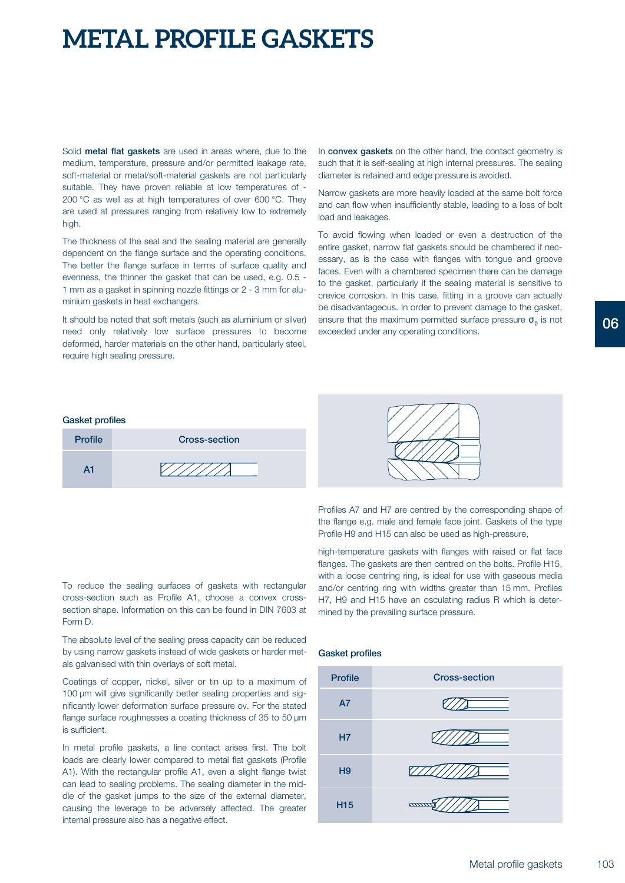# METAL PROFILE GASKETS

Solid **metal flat gaskets** are used in areas where, due to the medium, temperature, pressure and/or permitted leakage rate, soft-material or metal/soft-material gaskets are not particularly suitable. They have proven reliable at low temperatures of -200 °C as well as at high temperatures of over 600 °C. They are used at pressures ranging from relatively low to extremely high.

The thickness of the seal and the sealing material are generally dependent on the flange surface and the operating conditions. The better the flange surface in terms of surface quality and evenness, the thinner the gasket that can be used, e.g. 0.5 - 1 mm as a gasket in spinning nozzle fittings or 2 - 3 mm for aluminium gaskets in heat exchangers.

It should be noted that soft metals (such as aluminium or silver) need only relatively low surface pressures to become deformed, harder materials on the other hand, particularly steel, require high sealing pressure.

In **convex gaskets** on the other hand, the contact geometry is such that it is self-sealing at high internal pressures. The sealing diameter is retained and edge pressure is avoided.

Narrow gaskets are more heavily loaded at the same bolt force and can flow when insufficiently stable, leading to a loss of bolt load and leakages.

To avoid flowing when loaded or even a destruction of the entire gasket, narrow flat gaskets should be chambered if necessary, as is the case with flanges with tongue and groove faces. Even with a chambered specimen there can be damage to the gasket, particularly if the sealing material is sensitive to crevice corrosion. In this case, fitting in a groove can actually be disadvantageous. In order to prevent damage to the gasket, ensure that the maximum permitted surface pressure $\sigma_\vartheta$ is not exceeded under any operating conditions.

**Gasket profiles**

| Profile | Cross-section |
|---|---|
| A1 | |

To reduce the sealing surfaces of gaskets with rectangular cross-section such as Profile A1, choose a convex cross-section shape. Information on this can be found in DIN 7603 at Form D.

The absolute level of the sealing press capacity can be reduced by using narrow gaskets instead of wide gaskets or harder metals galvanised with thin overlays of soft metal.

Coatings of copper, nickel, silver or tin up to a maximum of 100 µm will give significantly better sealing properties and significantly lower deformation surface pressure σv. For the stated flange surface roughnesses a coating thickness of 35 to 50 µm is sufficient.

In metal profile gaskets, a line contact arises first. The bolt loads are clearly lower compared to metal flat gaskets (Profile A1). With the rectangular profile A1, even a slight flange twist can lead to sealing problems. The sealing diameter in the middle of the gasket jumps to the size of the external diameter, causing the leverage to be adversely affected. The greater internal pressure also has a negative effect.

Profiles A7 and H7 are centred by the corresponding shape of the flange e.g. male and female face joint. Gaskets of the type Profile H9 and H15 can also be used as high-pressure,

high-temperature gaskets with flanges with raised or flat face flanges. The gaskets are then centred on the bolts. Profile H15, with a loose centring ring, is ideal for use with gaseous media and/or centring ring with widths greater than 15 mm. Profiles H7, H9 and H15 have an osculating radius R which is determined by the prevailing surface pressure.

**Gasket profiles**

| Profile | Cross-section |
|---|---|
| A7 | |
| H7 | |
| H9 | |
| H15 | |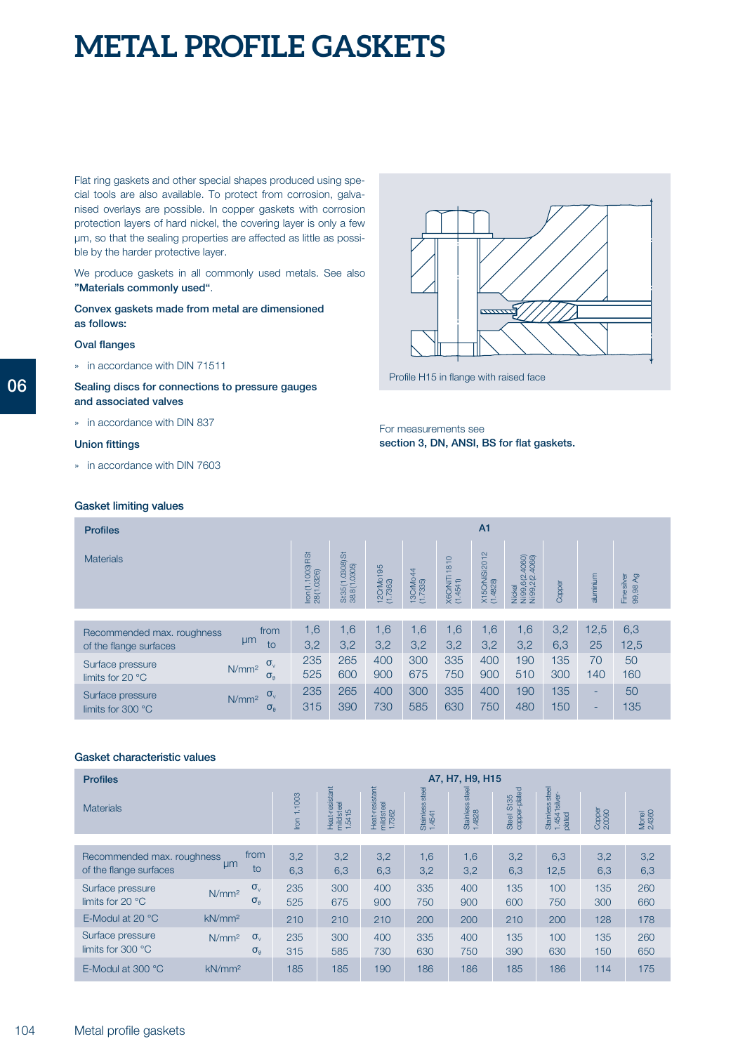# METAL PROFILE GASKETS

Flat ring gaskets and other special shapes produced using special tools are also available. To protect from corrosion, galvanised overlays are possible. In copper gaskets with corrosion protection layers of hard nickel, the covering layer is only a few µm, so that the sealing properties are affected as little as possible by the harder protective layer.

We produce gaskets in all commonly used metals. See also **"Materials commonly used"**.

**Convex gaskets made from metal are dimensioned as follows:**

**Oval flanges**

» in accordance with DIN 71511

**Sealing discs for connections to pressure gauges and associated valves**

» in accordance with DIN 837

**Union fittings**

» in accordance with DIN 7603

Profile H15 in flange with raised face

For measurements see
**section 3, DN, ANSI, BS for flat gaskets.**

**Gasket limiting values**

| Profiles | | | A1 | | | | | | | | | |
|---|---|---|---|---|---|---|---|---|---|---|---|---|
| Materials | | | Iron(1.1003)RSt 28(1.0026) | St35(1.0308)St 38.8(1.0305) | 12CrMo195 (1.7362) | 13CrMo44 (1.7335) | X6CrNiTi 1810 (1.4541) | X15CrNiSi2012 (1.4828) | Nickel Ni99,6(2.4060) Ni99,2(2.4066) | Copper | aluminium | Fine silver 99,98 Ag |
| Recommended max. roughness of the flange surfaces | µm | from | 1,6 | 1,6 | 1,6 | 1,6 | 1,6 | 1,6 | 1,6 | 3,2 | 12,5 | 6,3 |
| | | to | 3,2 | 3,2 | 3,2 | 3,2 | 3,2 | 3,2 | 3,2 | 6,3 | 25 | 12,5 |
| Surface pressure limits for 20 °C | N/mm² | $\sigma_v$ | 235 | 265 | 400 | 300 | 335 | 400 | 190 | 135 | 70 | 50 |
| | | $\sigma_\vartheta$ | 525 | 600 | 900 | 675 | 750 | 900 | 510 | 300 | 140 | 160 |
| Surface pressure limits for 300 °C | N/mm² | $\sigma_v$ | 235 | 265 | 400 | 300 | 335 | 400 | 190 | 135 | - | 50 |
| | | $\sigma_\vartheta$ | 315 | 390 | 730 | 585 | 630 | 750 | 480 | 150 | - | 135 |

**Gasket characteristic values**

| Profiles | | | A7, H7, H9, H15 | | | | | | | | |
|---|---|---|---|---|---|---|---|---|---|---|---|
| Materials | | | Iron 1.1003 | Heat-resistant mild steel 1.5415 | Heat-resistant mild steel 1.7362 | Stainless steel 1.4541 | Stainless steel 1.4828 | Steel St35 copper-plated | Stainless steel 1.4541 silver-plated | Copper 2.0090 | Monel 2.4360 |
| Recommended max. roughness of the flange surfaces | µm | from | 3,2 | 3,2 | 3,2 | 1,6 | 1,6 | 3,2 | 6,3 | 3,2 | 3,2 |
| | | to | 6,3 | 6,3 | 6,3 | 3,2 | 3,2 | 6,3 | 12,5 | 6,3 | 6,3 |
| Surface pressure limits for 20 °C | N/mm² | $\sigma_v$ | 235 | 300 | 400 | 335 | 400 | 135 | 100 | 135 | 260 |
| | | $\sigma_\vartheta$ | 525 | 675 | 900 | 750 | 900 | 600 | 750 | 300 | 660 |
| E-Modul at 20 °C | kN/mm² | | 210 | 210 | 210 | 200 | 200 | 210 | 200 | 128 | 178 |
| Surface pressure limits for 300 °C | N/mm² | $\sigma_v$ | 235 | 300 | 400 | 335 | 400 | 135 | 100 | 135 | 260 |
| | | $\sigma_\vartheta$ | 315 | 585 | 730 | 630 | 750 | 390 | 630 | 150 | 650 |
| E-Modul at 300 °C | kN/mm² | | 185 | 185 | 190 | 186 | 186 | 185 | 186 | 114 | 175 |